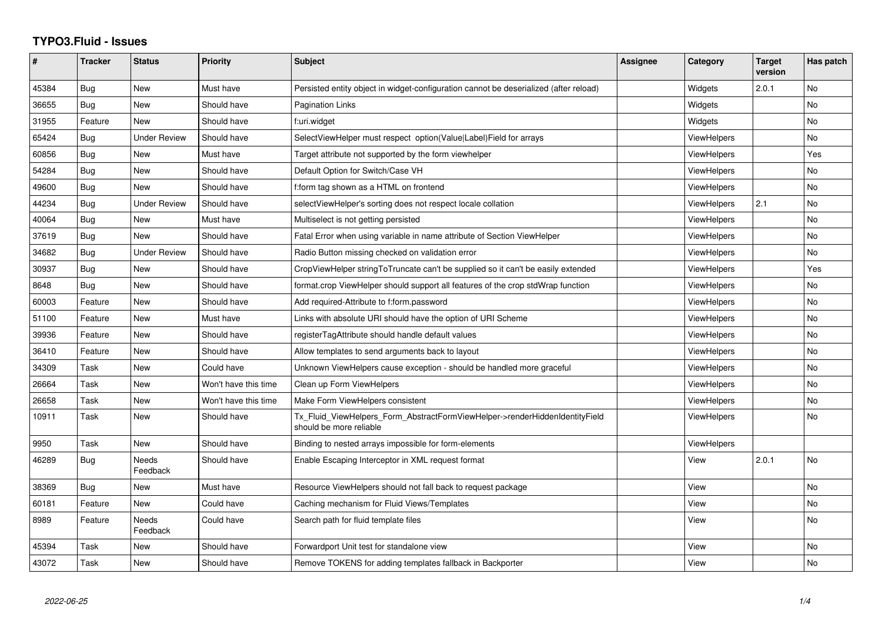# TYPO3.Fluid - Issues

| # | Tracker | Status | Priority | Subject | Assignee | Category | Target version | Has patch |
|---|---|---|---|---|---|---|---|---|
| 45384 | Bug | New | Must have | Persisted entity object in widget-configuration cannot be deserialized (after reload) | | Widgets | 2.0.1 | No |
| 36655 | Bug | New | Should have | Pagination Links | | Widgets | | No |
| 31955 | Feature | New | Should have | f:uri.widget | | Widgets | | No |
| 65424 | Bug | Under Review | Should have | SelectViewHelper must respect option(Value\|Label)Field for arrays | | ViewHelpers | | No |
| 60856 | Bug | New | Must have | Target attribute not supported by the form viewhelper | | ViewHelpers | | Yes |
| 54284 | Bug | New | Should have | Default Option for Switch/Case VH | | ViewHelpers | | No |
| 49600 | Bug | New | Should have | f:form tag shown as a HTML on frontend | | ViewHelpers | | No |
| 44234 | Bug | Under Review | Should have | selectViewHelper's sorting does not respect locale collation | | ViewHelpers | 2.1 | No |
| 40064 | Bug | New | Must have | Multiselect is not getting persisted | | ViewHelpers | | No |
| 37619 | Bug | New | Should have | Fatal Error when using variable in name attribute of Section ViewHelper | | ViewHelpers | | No |
| 34682 | Bug | Under Review | Should have | Radio Button missing checked on validation error | | ViewHelpers | | No |
| 30937 | Bug | New | Should have | CropViewHelper stringToTruncate can't be supplied so it can't be easily extended | | ViewHelpers | | Yes |
| 8648 | Bug | New | Should have | format.crop ViewHelper should support all features of the crop stdWrap function | | ViewHelpers | | No |
| 60003 | Feature | New | Should have | Add required-Attribute to f:form.password | | ViewHelpers | | No |
| 51100 | Feature | New | Must have | Links with absolute URI should have the option of URI Scheme | | ViewHelpers | | No |
| 39936 | Feature | New | Should have | registerTagAttribute should handle default values | | ViewHelpers | | No |
| 36410 | Feature | New | Should have | Allow templates to send arguments back to layout | | ViewHelpers | | No |
| 34309 | Task | New | Could have | Unknown ViewHelpers cause exception - should be handled more graceful | | ViewHelpers | | No |
| 26664 | Task | New | Won't have this time | Clean up Form ViewHelpers | | ViewHelpers | | No |
| 26658 | Task | New | Won't have this time | Make Form ViewHelpers consistent | | ViewHelpers | | No |
| 10911 | Task | New | Should have | Tx_Fluid_ViewHelpers_Form_AbstractFormViewHelper->renderHiddenIdentityField should be more reliable | | ViewHelpers | | No |
| 9950 | Task | New | Should have | Binding to nested arrays impossible for form-elements | | ViewHelpers | | |
| 46289 | Bug | Needs Feedback | Should have | Enable Escaping Interceptor in XML request format | | View | 2.0.1 | No |
| 38369 | Bug | New | Must have | Resource ViewHelpers should not fall back to request package | | View | | No |
| 60181 | Feature | New | Could have | Caching mechanism for Fluid Views/Templates | | View | | No |
| 8989 | Feature | Needs Feedback | Could have | Search path for fluid template files | | View | | No |
| 45394 | Task | New | Should have | Forwardport Unit test for standalone view | | View | | No |
| 43072 | Task | New | Should have | Remove TOKENS for adding templates fallback in Backporter | | View | | No |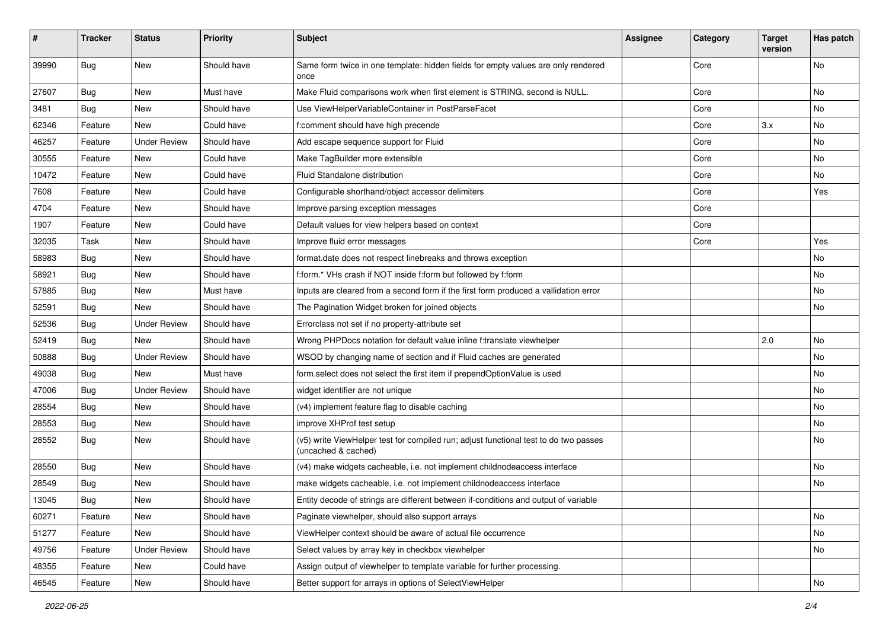| # | Tracker | Status | Priority | Subject | Assignee | Category | Target version | Has patch |
|---|---|---|---|---|---|---|---|---|
| 39990 | Bug | New | Should have | Same form twice in one template: hidden fields for empty values are only rendered once | | Core | | No |
| 27607 | Bug | New | Must have | Make Fluid comparisons work when first element is STRING, second is NULL. | | Core | | No |
| 3481 | Bug | New | Should have | Use ViewHelperVariableContainer in PostParseFacet | | Core | | No |
| 62346 | Feature | New | Could have | f:comment should have high precende | | Core | 3.x | No |
| 46257 | Feature | Under Review | Should have | Add escape sequence support for Fluid | | Core | | No |
| 30555 | Feature | New | Could have | Make TagBuilder more extensible | | Core | | No |
| 10472 | Feature | New | Could have | Fluid Standalone distribution | | Core | | No |
| 7608 | Feature | New | Could have | Configurable shorthand/object accessor delimiters | | Core | | Yes |
| 4704 | Feature | New | Should have | Improve parsing exception messages | | Core | | |
| 1907 | Feature | New | Could have | Default values for view helpers based on context | | Core | | |
| 32035 | Task | New | Should have | Improve fluid error messages | | Core | | Yes |
| 58983 | Bug | New | Should have | format.date does not respect linebreaks and throws exception | | | | No |
| 58921 | Bug | New | Should have | f:form.* VHs crash if NOT inside f:form but followed by f:form | | | | No |
| 57885 | Bug | New | Must have | Inputs are cleared from a second form if the first form produced a vallidation error | | | | No |
| 52591 | Bug | New | Should have | The Pagination Widget broken for joined objects | | | | No |
| 52536 | Bug | Under Review | Should have | Errorclass not set if no property-attribute set | | | | |
| 52419 | Bug | New | Should have | Wrong PHPDocs notation for default value inline f:translate viewhelper | | | 2.0 | No |
| 50888 | Bug | Under Review | Should have | WSOD by changing name of section and if Fluid caches are generated | | | | No |
| 49038 | Bug | New | Must have | form.select does not select the first item if prependOptionValue is used | | | | No |
| 47006 | Bug | Under Review | Should have | widget identifier are not unique | | | | No |
| 28554 | Bug | New | Should have | (v4) implement feature flag to disable caching | | | | No |
| 28553 | Bug | New | Should have | improve XHProf test setup | | | | No |
| 28552 | Bug | New | Should have | (v5) write ViewHelper test for compiled run; adjust functional test to do two passes (uncached & cached) | | | | No |
| 28550 | Bug | New | Should have | (v4) make widgets cacheable, i.e. not implement childnodeaccess interface | | | | No |
| 28549 | Bug | New | Should have | make widgets cacheable, i.e. not implement childnodeaccess interface | | | | No |
| 13045 | Bug | New | Should have | Entity decode of strings are different between if-conditions and output of variable | | | | |
| 60271 | Feature | New | Should have | Paginate viewhelper, should also support arrays | | | | No |
| 51277 | Feature | New | Should have | ViewHelper context should be aware of actual file occurrence | | | | No |
| 49756 | Feature | Under Review | Should have | Select values by array key in checkbox viewhelper | | | | No |
| 48355 | Feature | New | Could have | Assign output of viewhelper to template variable for further processing. | | | | |
| 46545 | Feature | New | Should have | Better support for arrays in options of SelectViewHelper | | | | No |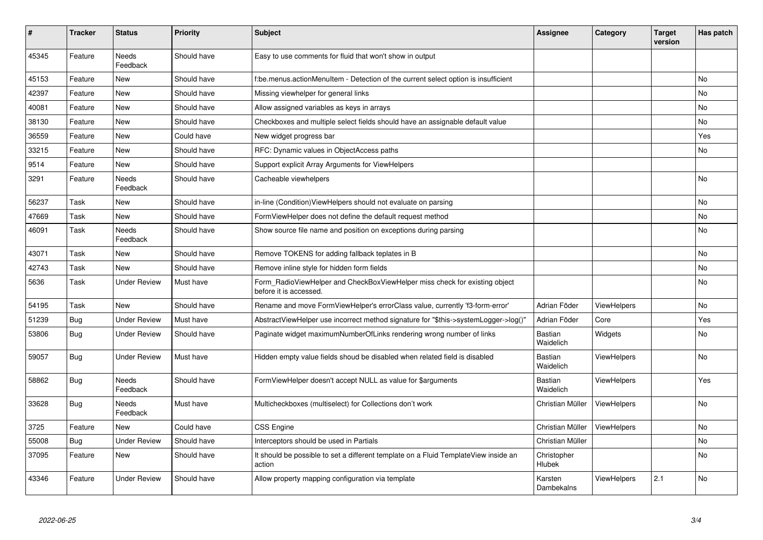| # | Tracker | Status | Priority | Subject | Assignee | Category | Target version | Has patch |
|---|---|---|---|---|---|---|---|---|
| 45345 | Feature | Needs Feedback | Should have | Easy to use comments for fluid that won't show in output | | | | |
| 45153 | Feature | New | Should have | f:be.menus.actionMenuItem - Detection of the current select option is insufficient | | | | No |
| 42397 | Feature | New | Should have | Missing viewhelper for general links | | | | No |
| 40081 | Feature | New | Should have | Allow assigned variables as keys in arrays | | | | No |
| 38130 | Feature | New | Should have | Checkboxes and multiple select fields should have an assignable default value | | | | No |
| 36559 | Feature | New | Could have | New widget progress bar | | | | Yes |
| 33215 | Feature | New | Should have | RFC: Dynamic values in ObjectAccess paths | | | | No |
| 9514 | Feature | New | Should have | Support explicit Array Arguments for ViewHelpers | | | | |
| 3291 | Feature | Needs Feedback | Should have | Cacheable viewhelpers | | | | No |
| 56237 | Task | New | Should have | in-line (Condition)ViewHelpers should not evaluate on parsing | | | | No |
| 47669 | Task | New | Should have | FormViewHelper does not define the default request method | | | | No |
| 46091 | Task | Needs Feedback | Should have | Show source file name and position on exceptions during parsing | | | | No |
| 43071 | Task | New | Should have | Remove TOKENS for adding fallback teplates in B | | | | No |
| 42743 | Task | New | Should have | Remove inline style for hidden form fields | | | | No |
| 5636 | Task | Under Review | Must have | Form_RadioViewHelper and CheckBoxViewHelper miss check for existing object before it is accessed. | | | | No |
| 54195 | Task | New | Should have | Rename and move FormViewHelper's errorClass value, currently 'f3-form-error' | Adrian Föder | ViewHelpers | | No |
| 51239 | Bug | Under Review | Must have | AbstractViewHelper use incorrect method signature for "$this->systemLogger->log()" | Adrian Föder | Core | | Yes |
| 53806 | Bug | Under Review | Should have | Paginate widget maximumNumberOfLinks rendering wrong number of links | Bastian Waidelich | Widgets | | No |
| 59057 | Bug | Under Review | Must have | Hidden empty value fields shoud be disabled when related field is disabled | Bastian Waidelich | ViewHelpers | | No |
| 58862 | Bug | Needs Feedback | Should have | FormViewHelper doesn't accept NULL as value for $arguments | Bastian Waidelich | ViewHelpers | | Yes |
| 33628 | Bug | Needs Feedback | Must have | Multicheckboxes (multiselect) for Collections don't work | Christian Müller | ViewHelpers | | No |
| 3725 | Feature | New | Could have | CSS Engine | Christian Müller | ViewHelpers | | No |
| 55008 | Bug | Under Review | Should have | Interceptors should be used in Partials | Christian Müller | | | No |
| 37095 | Feature | New | Should have | It should be possible to set a different template on a Fluid TemplateView inside an action | Christopher Hlubek | | | No |
| 43346 | Feature | Under Review | Should have | Allow property mapping configuration via template | Karsten Dambekalns | ViewHelpers | 2.1 | No |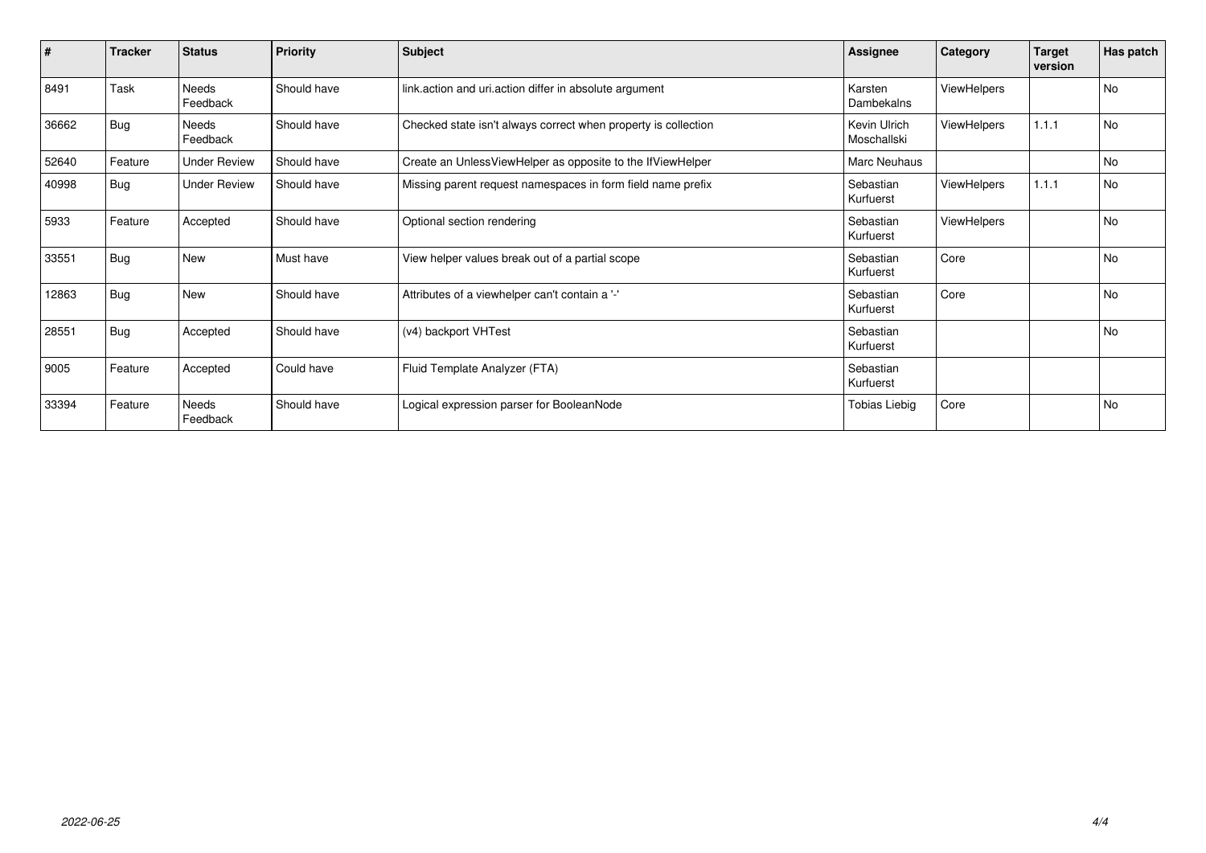| # | Tracker | Status | Priority | Subject | Assignee | Category | Target version | Has patch |
|---|---|---|---|---|---|---|---|---|
| 8491 | Task | Needs Feedback | Should have | link.action and uri.action differ in absolute argument | Karsten Dambekalns | ViewHelpers | | No |
| 36662 | Bug | Needs Feedback | Should have | Checked state isn't always correct when property is collection | Kevin Ulrich Moschallski | ViewHelpers | 1.1.1 | No |
| 52640 | Feature | Under Review | Should have | Create an UnlessViewHelper as opposite to the IfViewHelper | Marc Neuhaus | | | No |
| 40998 | Bug | Under Review | Should have | Missing parent request namespaces in form field name prefix | Sebastian Kurfuerst | ViewHelpers | 1.1.1 | No |
| 5933 | Feature | Accepted | Should have | Optional section rendering | Sebastian Kurfuerst | ViewHelpers | | No |
| 33551 | Bug | New | Must have | View helper values break out of a partial scope | Sebastian Kurfuerst | Core | | No |
| 12863 | Bug | New | Should have | Attributes of a viewhelper can't contain a '-' | Sebastian Kurfuerst | Core | | No |
| 28551 | Bug | Accepted | Should have | (v4) backport VHTest | Sebastian Kurfuerst | | | No |
| 9005 | Feature | Accepted | Could have | Fluid Template Analyzer (FTA) | Sebastian Kurfuerst | | | |
| 33394 | Feature | Needs Feedback | Should have | Logical expression parser for BooleanNode | Tobias Liebig | Core | | No |

2022-06-25